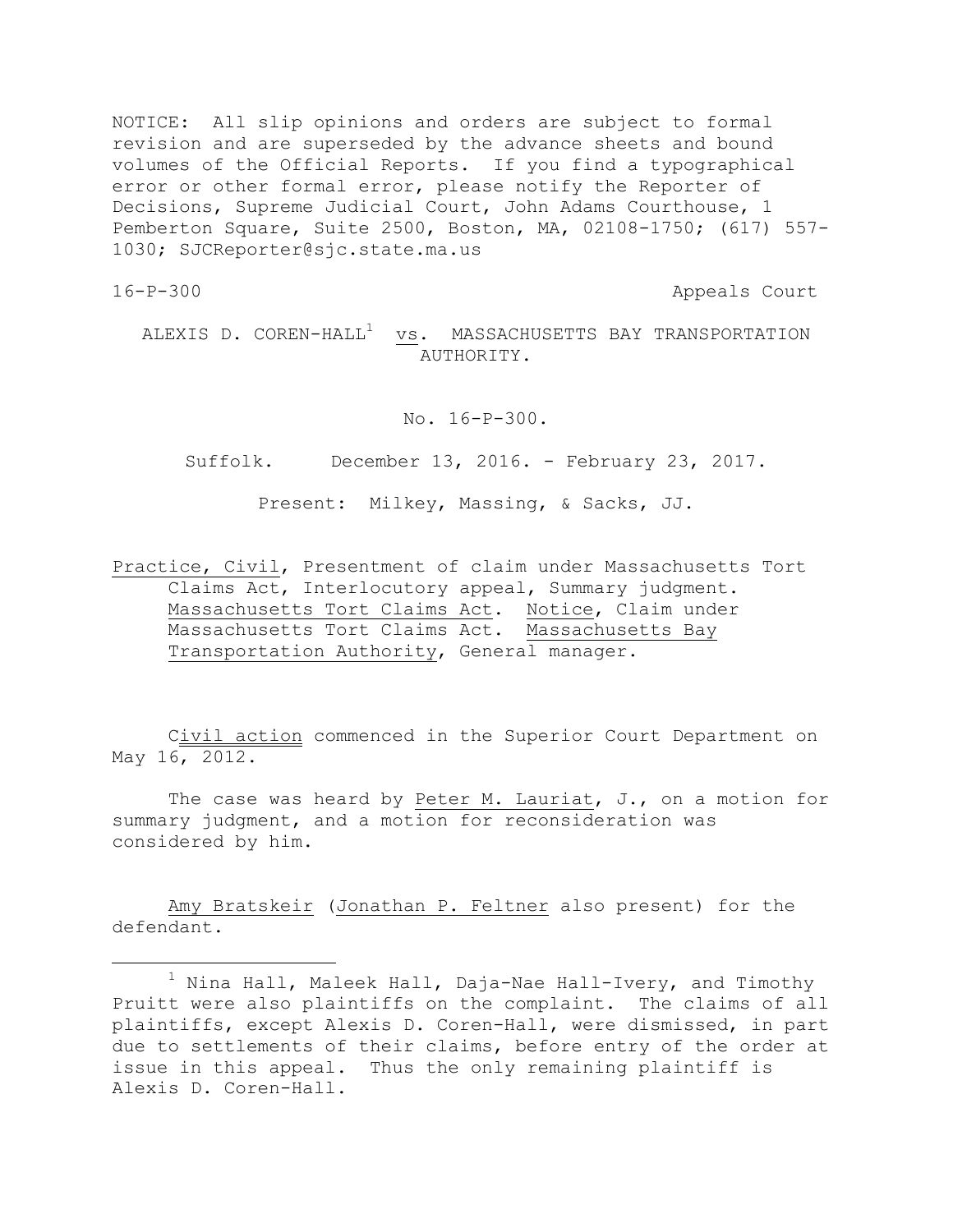NOTICE: All slip opinions and orders are subject to formal revision and are superseded by the advance sheets and bound volumes of the Official Reports. If you find a typographical error or other formal error, please notify the Reporter of Decisions, Supreme Judicial Court, John Adams Courthouse, 1 Pemberton Square, Suite 2500, Boston, MA, 02108-1750; (617) 557-1030; SJCReporter@sjc.state.ma.us

16-P-300 Appeals Court

ALEXIS D. COREN-HALL[1] vs. MASSACHUSETTS BAY TRANSPORTATION AUTHORITY.

No. 16-P-300.

Suffolk. December 13, 2016. - February 23, 2017.

Present: Milkey, Massing, & Sacks, JJ.

Practice, Civil, Presentment of claim under Massachusetts Tort Claims Act, Interlocutory appeal, Summary judgment. Massachusetts Tort Claims Act. Notice, Claim under Massachusetts Tort Claims Act. Massachusetts Bay Transportation Authority, General manager.

Civil action commenced in the Superior Court Department on May 16, 2012.

The case was heard by Peter M. Lauriat, J., on a motion for summary judgment, and a motion for reconsideration was considered by him.

Amy Bratskeir (Jonathan P. Feltner also present) for the defendant.

---

[1] Nina Hall, Maleek Hall, Daja-Nae Hall-Ivery, and Timothy Pruitt were also plaintiffs on the complaint. The claims of all plaintiffs, except Alexis D. Coren-Hall, were dismissed, in part due to settlements of their claims, before entry of the order at issue in this appeal. Thus the only remaining plaintiff is Alexis D. Coren-Hall.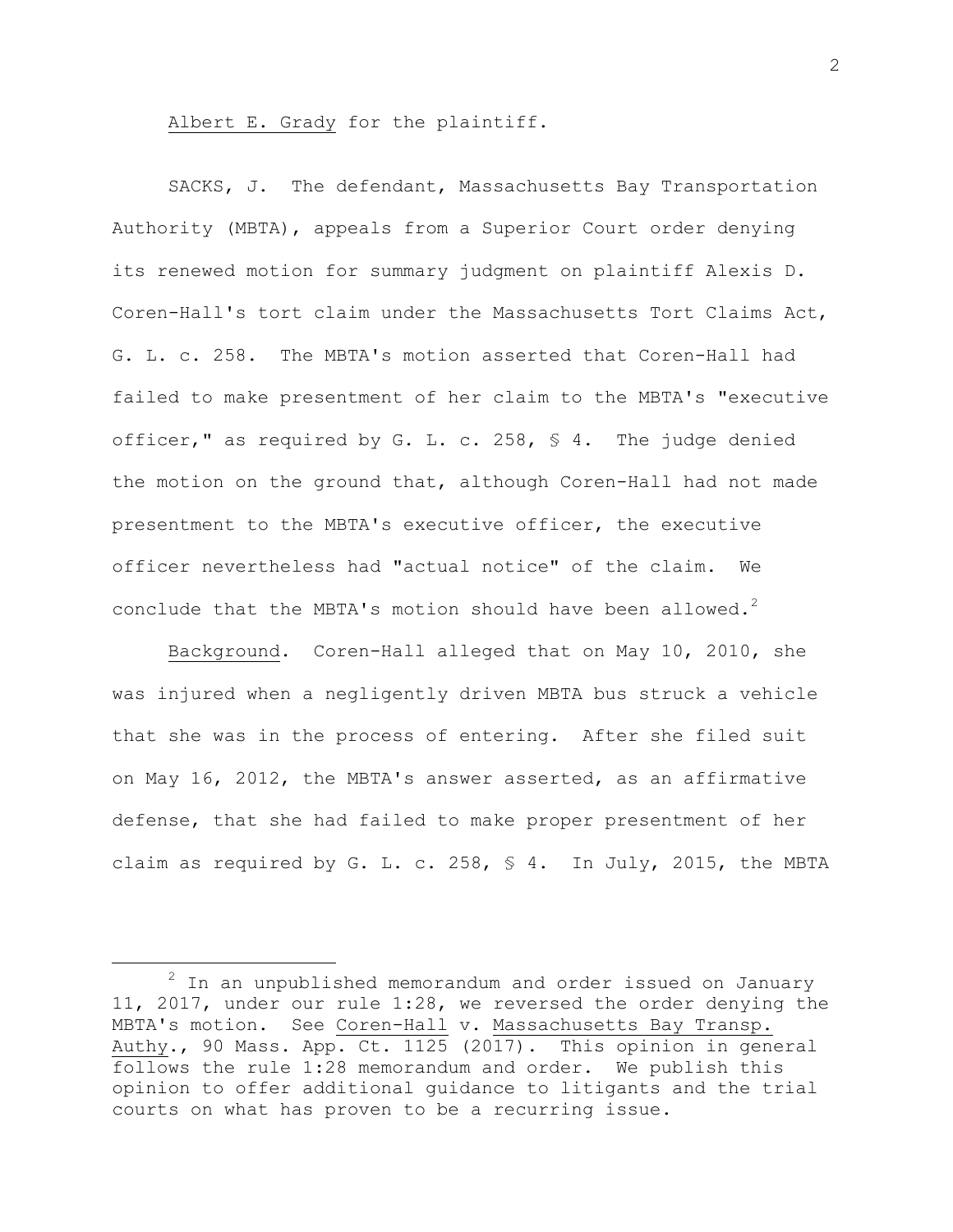Albert E. Grady for the plaintiff.

SACKS, J. The defendant, Massachusetts Bay Transportation Authority (MBTA), appeals from a Superior Court order denying its renewed motion for summary judgment on plaintiff Alexis D. Coren-Hall's tort claim under the Massachusetts Tort Claims Act, G. L. c. 258. The MBTA's motion asserted that Coren-Hall had failed to make presentment of her claim to the MBTA's "executive officer," as required by G. L. c. 258, § 4. The judge denied the motion on the ground that, although Coren-Hall had not made presentment to the MBTA's executive officer, the executive officer nevertheless had "actual notice" of the claim. We conclude that the MBTA's motion should have been allowed.[2]

Background. Coren-Hall alleged that on May 10, 2010, she was injured when a negligently driven MBTA bus struck a vehicle that she was in the process of entering. After she filed suit on May 16, 2012, the MBTA's answer asserted, as an affirmative defense, that she had failed to make proper presentment of her claim as required by G. L. c. 258, § 4. In July, 2015, the MBTA

[2] In an unpublished memorandum and order issued on January 11, 2017, under our rule 1:28, we reversed the order denying the MBTA's motion. See Coren-Hall v. Massachusetts Bay Transp. Authy., 90 Mass. App. Ct. 1125 (2017). This opinion in general follows the rule 1:28 memorandum and order. We publish this opinion to offer additional guidance to litigants and the trial courts on what has proven to be a recurring issue.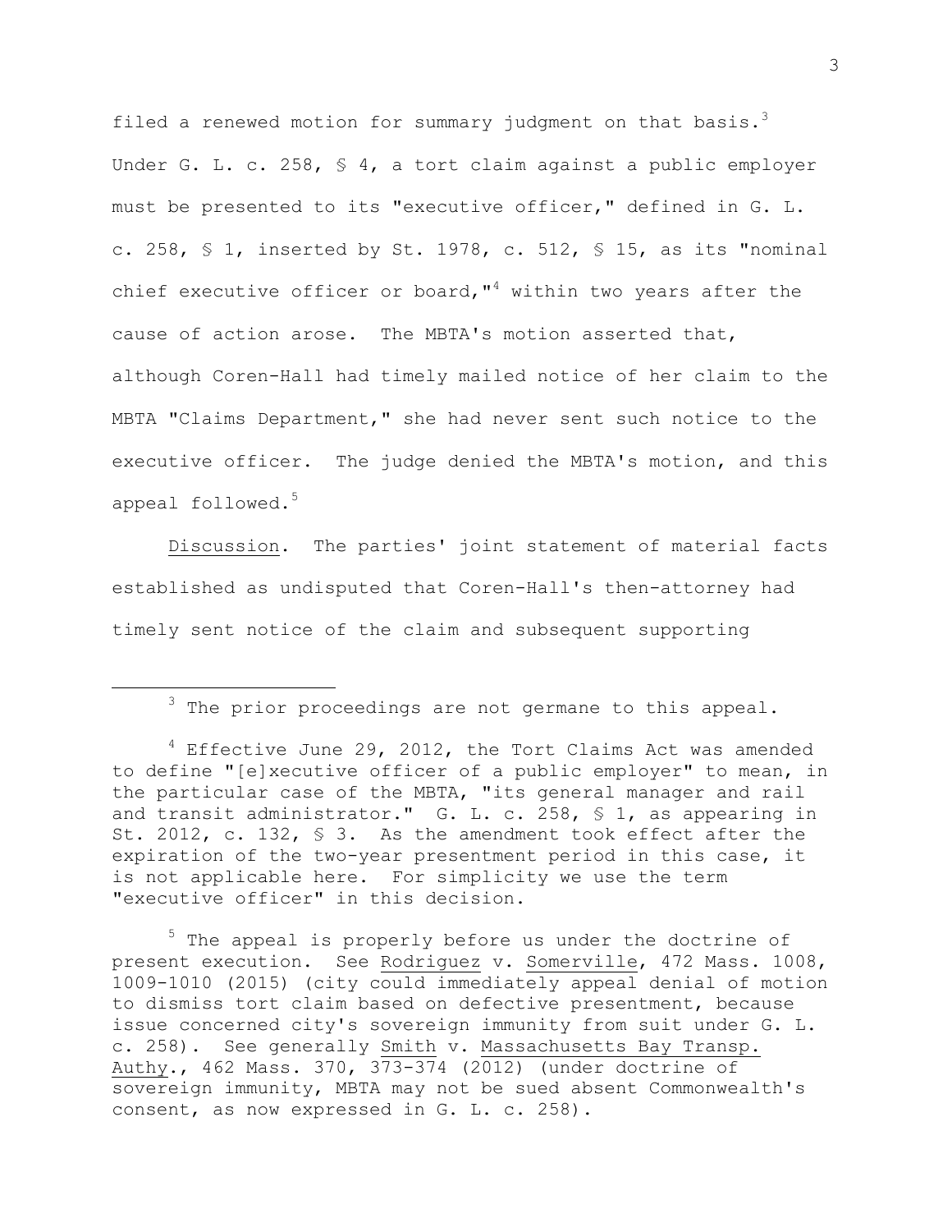filed a renewed motion for summary judgment on that basis.[3] Under G. L. c. 258, § 4, a tort claim against a public employer must be presented to its "executive officer," defined in G. L. c. 258, § 1, inserted by St. 1978, c. 512, § 15, as its "nominal chief executive officer or board,"[4] within two years after the cause of action arose. The MBTA's motion asserted that, although Coren-Hall had timely mailed notice of her claim to the MBTA "Claims Department," she had never sent such notice to the executive officer. The judge denied the MBTA's motion, and this appeal followed.[5]

Discussion. The parties' joint statement of material facts established as undisputed that Coren-Hall's then-attorney had timely sent notice of the claim and subsequent supporting

---

[3] The prior proceedings are not germane to this appeal.

[4] Effective June 29, 2012, the Tort Claims Act was amended to define "[e]xecutive officer of a public employer" to mean, in the particular case of the MBTA, "its general manager and rail and transit administrator." G. L. c. 258, § 1, as appearing in St. 2012, c. 132, § 3. As the amendment took effect after the expiration of the two-year presentment period in this case, it is not applicable here. For simplicity we use the term "executive officer" in this decision.

[5] The appeal is properly before us under the doctrine of present execution. See Rodriguez v. Somerville, 472 Mass. 1008, 1009-1010 (2015) (city could immediately appeal denial of motion to dismiss tort claim based on defective presentment, because issue concerned city's sovereign immunity from suit under G. L. c. 258). See generally Smith v. Massachusetts Bay Transp. Authy., 462 Mass. 370, 373-374 (2012) (under doctrine of sovereign immunity, MBTA may not be sued absent Commonwealth's consent, as now expressed in G. L. c. 258).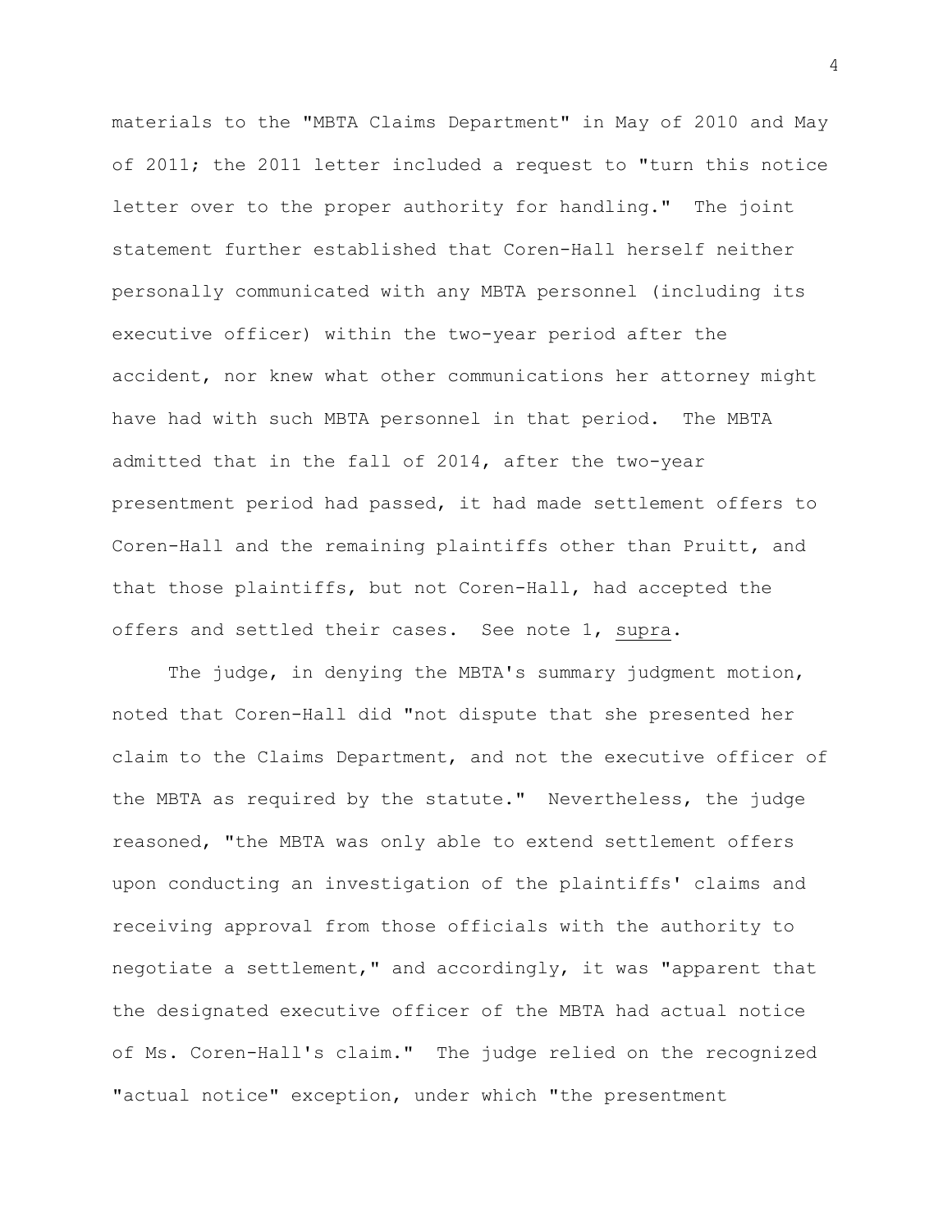materials to the "MBTA Claims Department" in May of 2010 and May of 2011; the 2011 letter included a request to "turn this notice letter over to the proper authority for handling." The joint statement further established that Coren-Hall herself neither personally communicated with any MBTA personnel (including its executive officer) within the two-year period after the accident, nor knew what other communications her attorney might have had with such MBTA personnel in that period. The MBTA admitted that in the fall of 2014, after the two-year presentment period had passed, it had made settlement offers to Coren-Hall and the remaining plaintiffs other than Pruitt, and that those plaintiffs, but not Coren-Hall, had accepted the offers and settled their cases. See note 1, supra.

The judge, in denying the MBTA's summary judgment motion, noted that Coren-Hall did "not dispute that she presented her claim to the Claims Department, and not the executive officer of the MBTA as required by the statute." Nevertheless, the judge reasoned, "the MBTA was only able to extend settlement offers upon conducting an investigation of the plaintiffs' claims and receiving approval from those officials with the authority to negotiate a settlement," and accordingly, it was "apparent that the designated executive officer of the MBTA had actual notice of Ms. Coren-Hall's claim." The judge relied on the recognized "actual notice" exception, under which "the presentment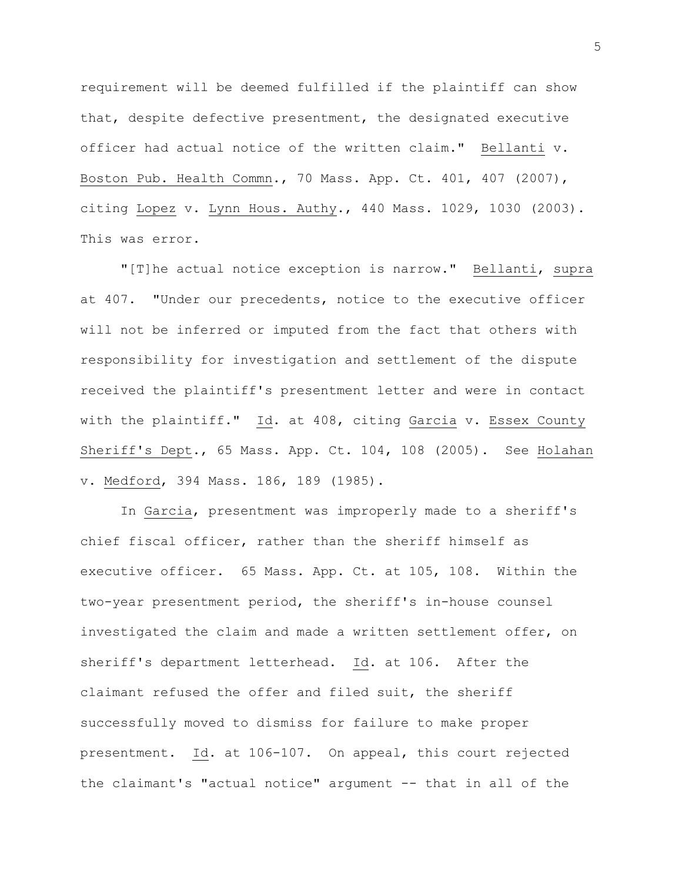requirement will be deemed fulfilled if the plaintiff can show that, despite defective presentment, the designated executive officer had actual notice of the written claim." Bellanti v. Boston Pub. Health Commn., 70 Mass. App. Ct. 401, 407 (2007), citing Lopez v. Lynn Hous. Authy., 440 Mass. 1029, 1030 (2003). This was error.

"[T]he actual notice exception is narrow." Bellanti, supra at 407. "Under our precedents, notice to the executive officer will not be inferred or imputed from the fact that others with responsibility for investigation and settlement of the dispute received the plaintiff's presentment letter and were in contact with the plaintiff." Id. at 408, citing Garcia v. Essex County Sheriff's Dept., 65 Mass. App. Ct. 104, 108 (2005). See Holahan v. Medford, 394 Mass. 186, 189 (1985).

In Garcia, presentment was improperly made to a sheriff's chief fiscal officer, rather than the sheriff himself as executive officer. 65 Mass. App. Ct. at 105, 108. Within the two-year presentment period, the sheriff's in-house counsel investigated the claim and made a written settlement offer, on sheriff's department letterhead. Id. at 106. After the claimant refused the offer and filed suit, the sheriff successfully moved to dismiss for failure to make proper presentment. Id. at 106-107. On appeal, this court rejected the claimant's "actual notice" argument -- that in all of the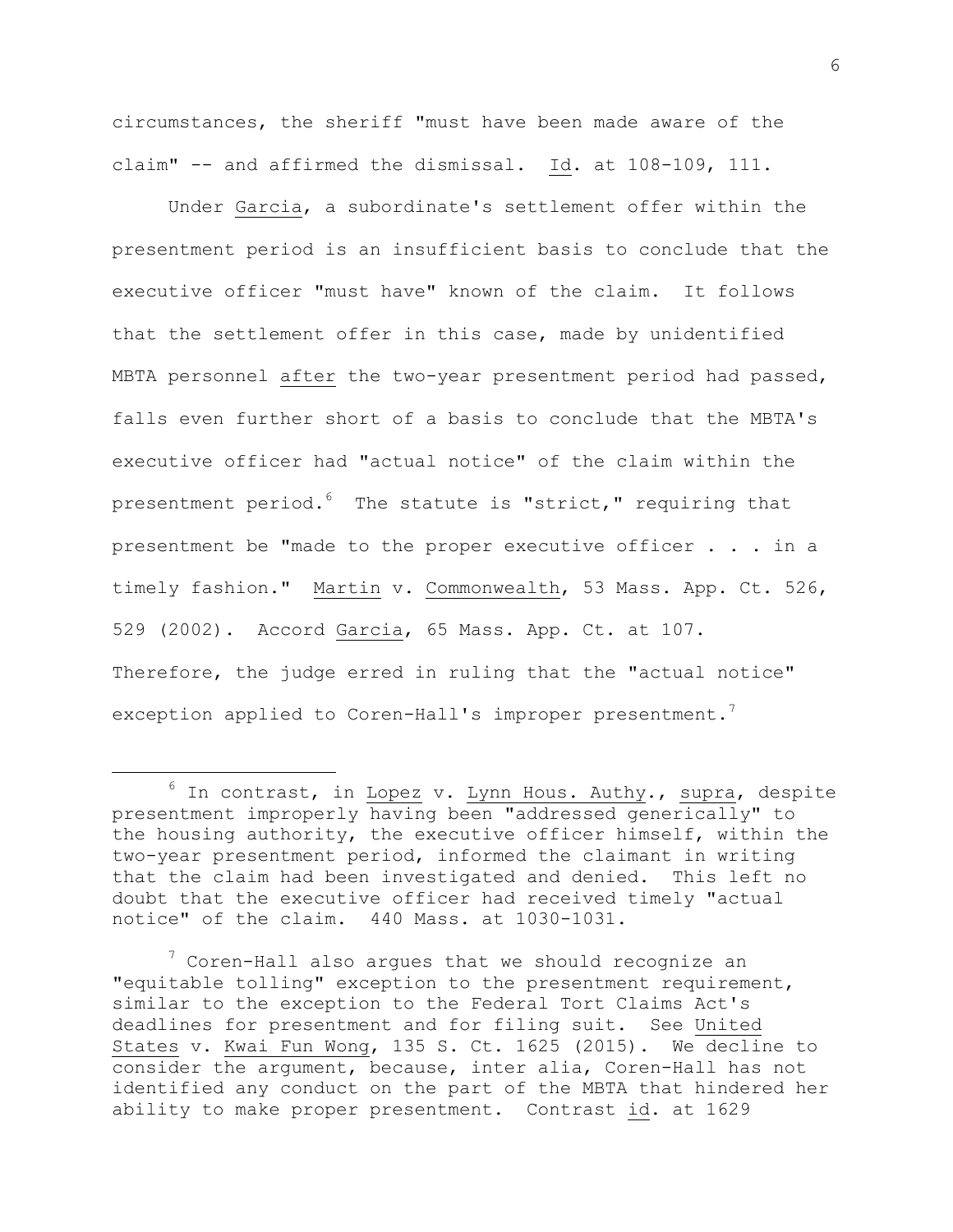circumstances, the sheriff "must have been made aware of the claim" -- and affirmed the dismissal. Id. at 108-109, 111.

Under Garcia, a subordinate's settlement offer within the presentment period is an insufficient basis to conclude that the executive officer "must have" known of the claim. It follows that the settlement offer in this case, made by unidentified MBTA personnel after the two-year presentment period had passed, falls even further short of a basis to conclude that the MBTA's executive officer had "actual notice" of the claim within the presentment period.[6] The statute is "strict," requiring that presentment be "made to the proper executive officer . . . in a timely fashion." Martin v. Commonwealth, 53 Mass. App. Ct. 526, 529 (2002). Accord Garcia, 65 Mass. App. Ct. at 107. Therefore, the judge erred in ruling that the "actual notice" exception applied to Coren-Hall's improper presentment.[7]

---

[6] In contrast, in Lopez v. Lynn Hous. Authy., supra, despite presentment improperly having been "addressed generically" to the housing authority, the executive officer himself, within the two-year presentment period, informed the claimant in writing that the claim had been investigated and denied. This left no doubt that the executive officer had received timely "actual notice" of the claim. 440 Mass. at 1030-1031.

[7] Coren-Hall also argues that we should recognize an "equitable tolling" exception to the presentment requirement, similar to the exception to the Federal Tort Claims Act's deadlines for presentment and for filing suit. See United States v. Kwai Fun Wong, 135 S. Ct. 1625 (2015). We decline to consider the argument, because, inter alia, Coren-Hall has not identified any conduct on the part of the MBTA that hindered her ability to make proper presentment. Contrast id. at 1629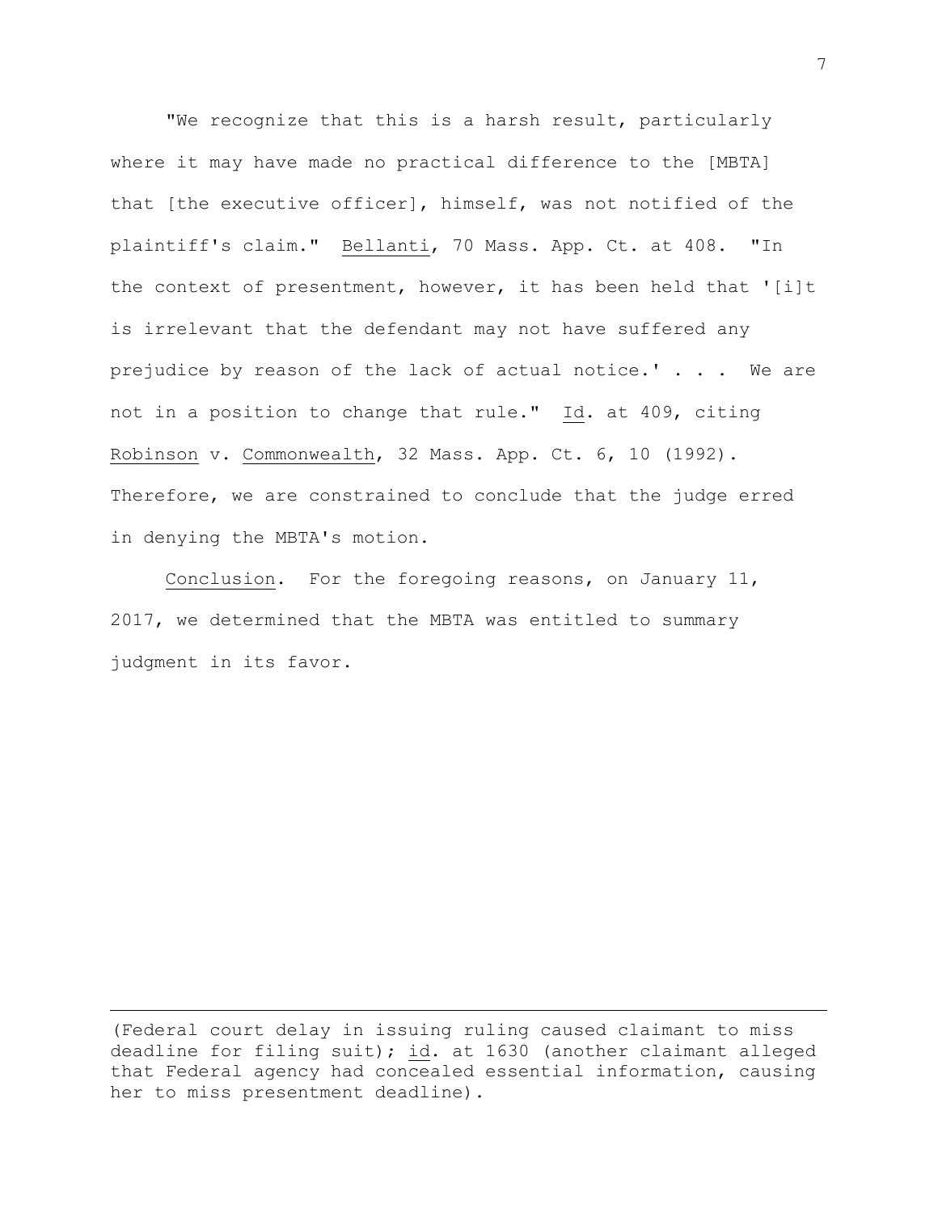"We recognize that this is a harsh result, particularly where it may have made no practical difference to the [MBTA] that [the executive officer], himself, was not notified of the plaintiff's claim." Bellanti, 70 Mass. App. Ct. at 408. "In the context of presentment, however, it has been held that '[i]t is irrelevant that the defendant may not have suffered any prejudice by reason of the lack of actual notice.' . . . We are not in a position to change that rule." Id. at 409, citing Robinson v. Commonwealth, 32 Mass. App. Ct. 6, 10 (1992). Therefore, we are constrained to conclude that the judge erred in denying the MBTA's motion.

Conclusion. For the foregoing reasons, on January 11, 2017, we determined that the MBTA was entitled to summary judgment in its favor.

---

(Federal court delay in issuing ruling caused claimant to miss deadline for filing suit); id. at 1630 (another claimant alleged that Federal agency had concealed essential information, causing her to miss presentment deadline).